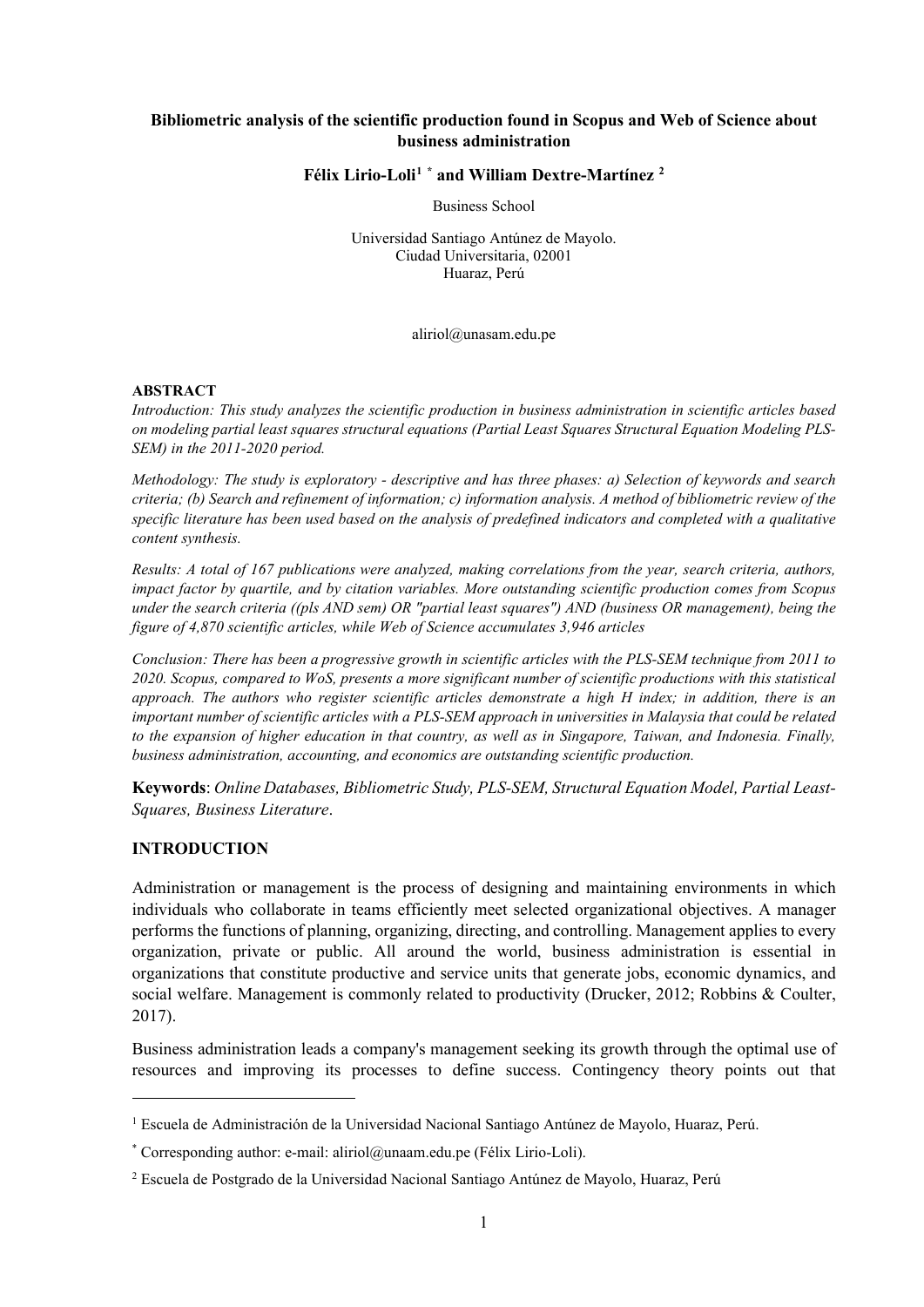# Bibliometric analysis of the scientific production found in Scopus and Web of Science about business administration

**Félix Lirio-Loli[1] [*] and William Dextre-Martínez [2]**

Business School

Universidad Santiago Antúnez de Mayolo.
Ciudad Universitaria, 02001
Huaraz, Perú

aliriol@unasam.edu.pe

**ABSTRACT**

*Introduction: This study analyzes the scientific production in business administration in scientific articles based on modeling partial least squares structural equations (Partial Least Squares Structural Equation Modeling PLS-SEM) in the 2011-2020 period.*

*Methodology: The study is exploratory - descriptive and has three phases: a) Selection of keywords and search criteria; (b) Search and refinement of information; c) information analysis. A method of bibliometric review of the specific literature has been used based on the analysis of predefined indicators and completed with a qualitative content synthesis.*

*Results: A total of 167 publications were analyzed, making correlations from the year, search criteria, authors, impact factor by quartile, and by citation variables. More outstanding scientific production comes from Scopus under the search criteria ((pls AND sem) OR "partial least squares") AND (business OR management), being the figure of 4,870 scientific articles, while Web of Science accumulates 3,946 articles*

*Conclusion: There has been a progressive growth in scientific articles with the PLS-SEM technique from 2011 to 2020. Scopus, compared to WoS, presents a more significant number of scientific productions with this statistical approach. The authors who register scientific articles demonstrate a high H index; in addition, there is an important number of scientific articles with a PLS-SEM approach in universities in Malaysia that could be related to the expansion of higher education in that country, as well as in Singapore, Taiwan, and Indonesia. Finally, business administration, accounting, and economics are outstanding scientific production.*

**Keywords**: *Online Databases, Bibliometric Study, PLS-SEM, Structural Equation Model, Partial Least-Squares, Business Literature*.

## INTRODUCTION

Administration or management is the process of designing and maintaining environments in which individuals who collaborate in teams efficiently meet selected organizational objectives. A manager performs the functions of planning, organizing, directing, and controlling. Management applies to every organization, private or public. All around the world, business administration is essential in organizations that constitute productive and service units that generate jobs, economic dynamics, and social welfare. Management is commonly related to productivity (Drucker, 2012; Robbins & Coulter, 2017).

Business administration leads a company's management seeking its growth through the optimal use of resources and improving its processes to define success. Contingency theory points out that

---

[1] Escuela de Administración de la Universidad Nacional Santiago Antúnez de Mayolo, Huaraz, Perú.

[*] Corresponding author: e-mail: aliriol@unaam.edu.pe (Félix Lirio-Loli).

[2] Escuela de Postgrado de la Universidad Nacional Santiago Antúnez de Mayolo, Huaraz, Perú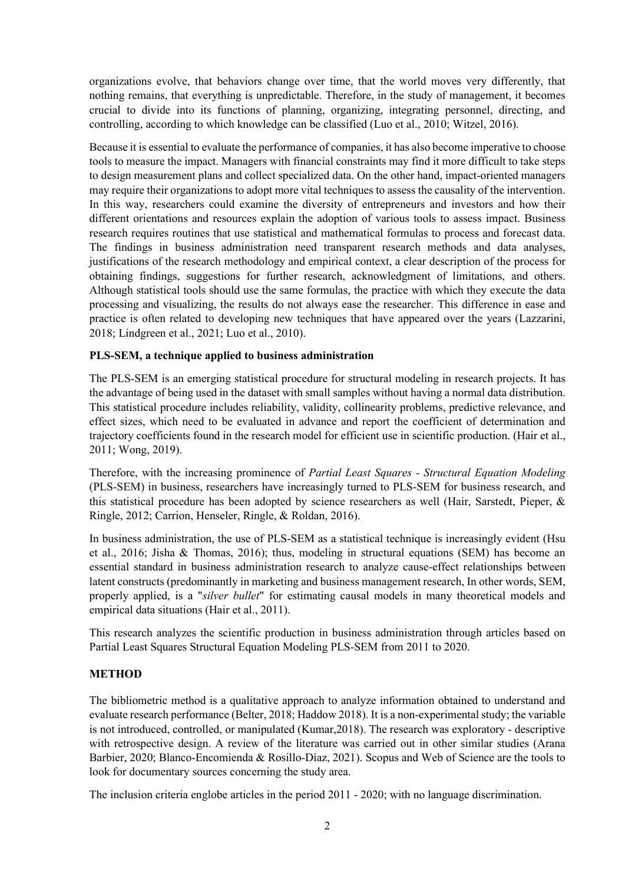organizations evolve, that behaviors change over time, that the world moves very differently, that nothing remains, that everything is unpredictable. Therefore, in the study of management, it becomes crucial to divide into its functions of planning, organizing, integrating personnel, directing, and controlling, according to which knowledge can be classified (Luo et al., 2010; Witzel, 2016).

Because it is essential to evaluate the performance of companies, it has also become imperative to choose tools to measure the impact. Managers with financial constraints may find it more difficult to take steps to design measurement plans and collect specialized data. On the other hand, impact-oriented managers may require their organizations to adopt more vital techniques to assess the causality of the intervention. In this way, researchers could examine the diversity of entrepreneurs and investors and how their different orientations and resources explain the adoption of various tools to assess impact. Business research requires routines that use statistical and mathematical formulas to process and forecast data. The findings in business administration need transparent research methods and data analyses, justifications of the research methodology and empirical context, a clear description of the process for obtaining findings, suggestions for further research, acknowledgment of limitations, and others. Although statistical tools should use the same formulas, the practice with which they execute the data processing and visualizing, the results do not always ease the researcher. This difference in ease and practice is often related to developing new techniques that have appeared over the years (Lazzarini, 2018; Lindgreen et al., 2021; Luo et al., 2010).

**PLS-SEM, a technique applied to business administration**

The PLS-SEM is an emerging statistical procedure for structural modeling in research projects. It has the advantage of being used in the dataset with small samples without having a normal data distribution. This statistical procedure includes reliability, validity, collinearity problems, predictive relevance, and effect sizes, which need to be evaluated in advance and report the coefficient of determination and trajectory coefficients found in the research model for efficient use in scientific production. (Hair et al., 2011; Wong, 2019).

Therefore, with the increasing prominence of *Partial Least Squares - Structural Equation Modeling* (PLS-SEM) in business, researchers have increasingly turned to PLS-SEM for business research, and this statistical procedure has been adopted by science researchers as well (Hair, Sarstedt, Pieper, & Ringle, 2012; Carrion, Henseler, Ringle, & Roldan, 2016).

In business administration, the use of PLS-SEM as a statistical technique is increasingly evident (Hsu et al., 2016; Jisha & Thomas, 2016); thus, modeling in structural equations (SEM) has become an essential standard in business administration research to analyze cause-effect relationships between latent constructs (predominantly in marketing and business management research, In other words, SEM, properly applied, is a "*silver bullet*" for estimating causal models in many theoretical models and empirical data situations (Hair et al., 2011).

This research analyzes the scientific production in business administration through articles based on Partial Least Squares Structural Equation Modeling PLS-SEM from 2011 to 2020.

**METHOD**

The bibliometric method is a qualitative approach to analyze information obtained to understand and evaluate research performance (Belter, 2018; Haddow 2018). It is a non-experimental study; the variable is not introduced, controlled, or manipulated (Kumar,2018). The research was exploratory - descriptive with retrospective design. A review of the literature was carried out in other similar studies (Arana Barbier, 2020; Blanco-Encomienda & Rosillo-Díaz, 2021). Scopus and Web of Science are the tools to look for documentary sources concerning the study area.

The inclusion criteria englobe articles in the period 2011 - 2020; with no language discrimination.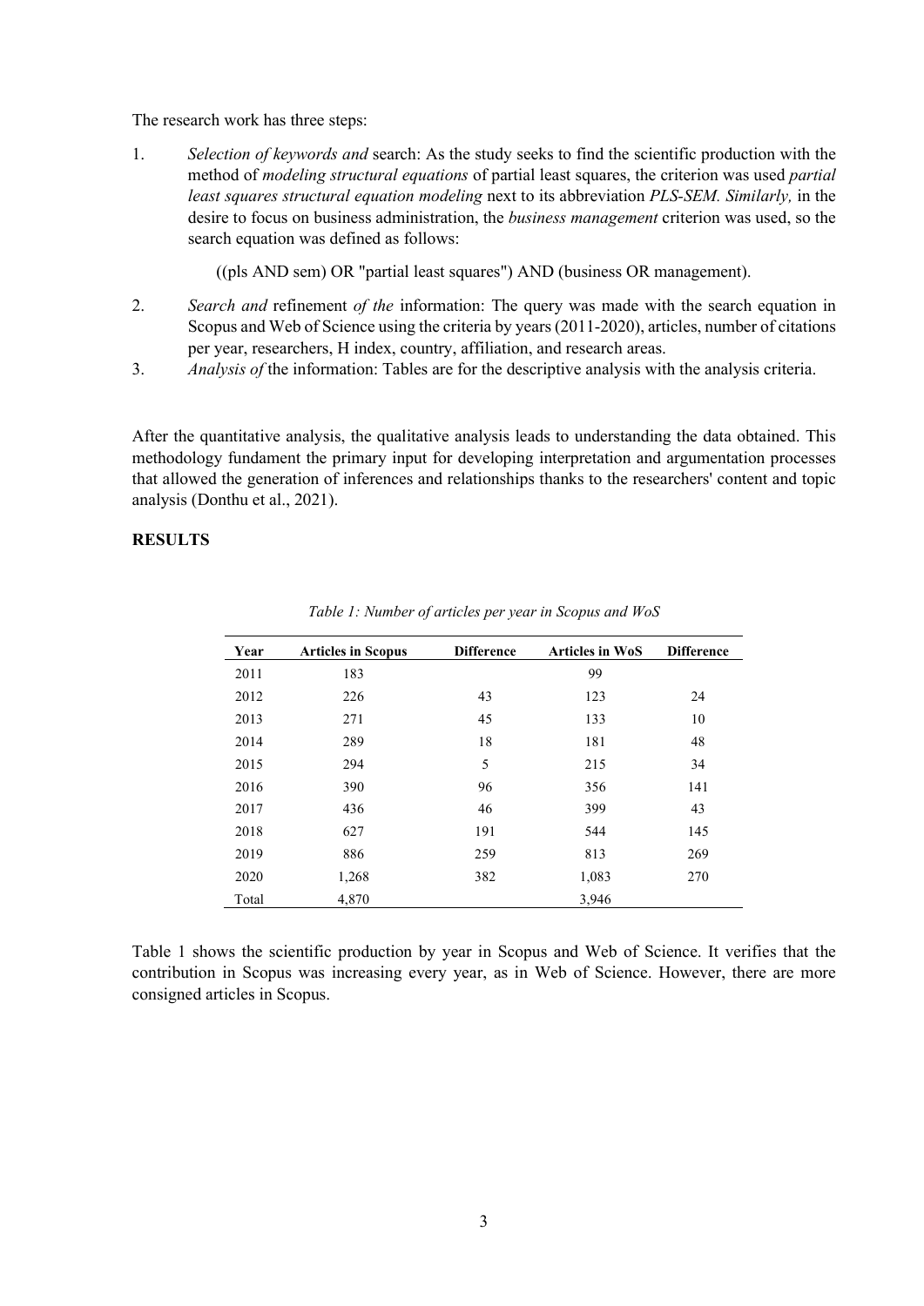The research work has three steps:

1. *Selection of keywords and* search: As the study seeks to find the scientific production with the method of *modeling structural equations* of partial least squares, the criterion was used *partial least squares structural equation modeling* next to its abbreviation *PLS-SEM. Similarly,* in the desire to focus on business administration, the *business management* criterion was used, so the search equation was defined as follows:

   ((pls AND sem) OR "partial least squares") AND (business OR management).

2. *Search and* refinement *of the* information: The query was made with the search equation in Scopus and Web of Science using the criteria by years (2011-2020), articles, number of citations per year, researchers, H index, country, affiliation, and research areas.
3. *Analysis of* the information: Tables are for the descriptive analysis with the analysis criteria.

After the quantitative analysis, the qualitative analysis leads to understanding the data obtained. This methodology fundament the primary input for developing interpretation and argumentation processes that allowed the generation of inferences and relationships thanks to the researchers' content and topic analysis (Donthu et al., 2021).

## RESULTS

*Table 1: Number of articles per year in Scopus and WoS*

| Year | Articles in Scopus | Difference | Articles in WoS | Difference |
|---|---|---|---|---|
| 2011 | 183 | | 99 | |
| 2012 | 226 | 43 | 123 | 24 |
| 2013 | 271 | 45 | 133 | 10 |
| 2014 | 289 | 18 | 181 | 48 |
| 2015 | 294 | 5 | 215 | 34 |
| 2016 | 390 | 96 | 356 | 141 |
| 2017 | 436 | 46 | 399 | 43 |
| 2018 | 627 | 191 | 544 | 145 |
| 2019 | 886 | 259 | 813 | 269 |
| 2020 | 1,268 | 382 | 1,083 | 270 |
| Total | 4,870 | | 3,946 | |

Table 1 shows the scientific production by year in Scopus and Web of Science. It verifies that the contribution in Scopus was increasing every year, as in Web of Science. However, there are more consigned articles in Scopus.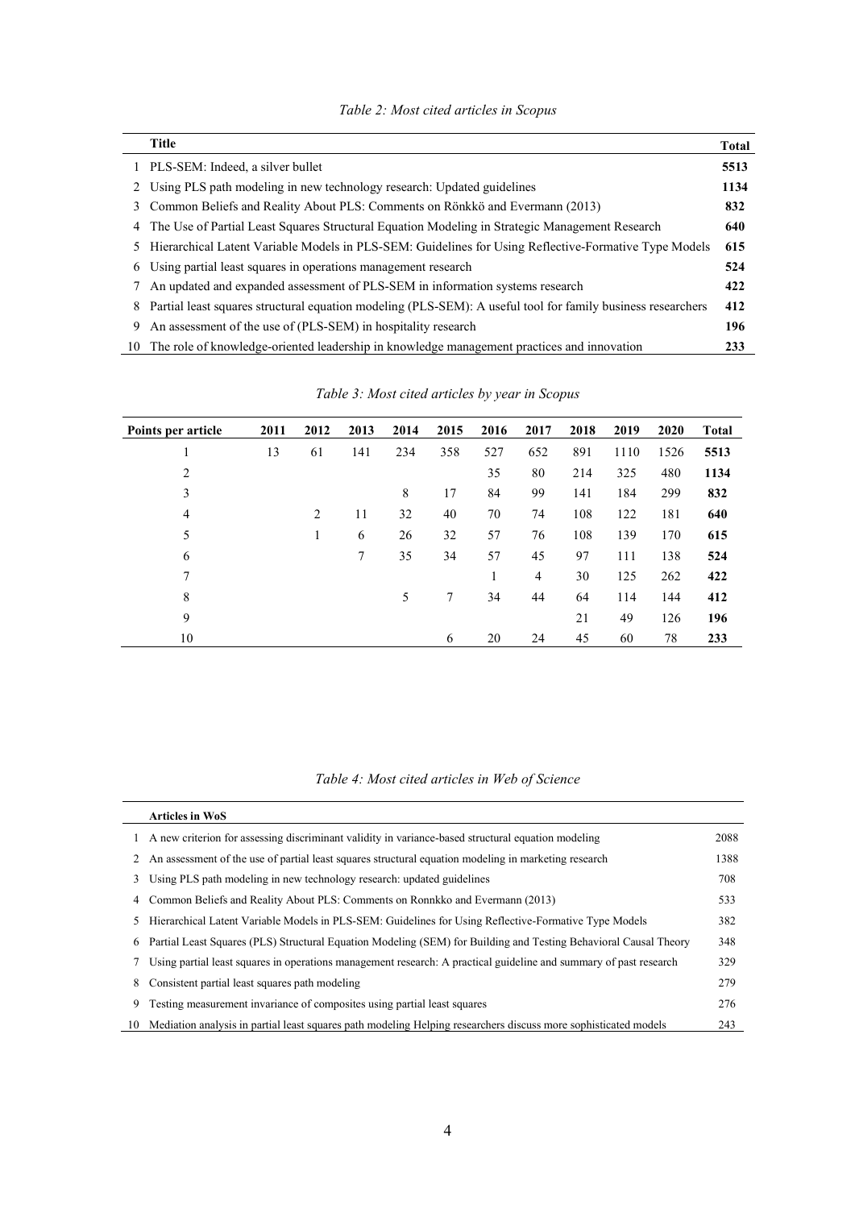*Table 2: Most cited articles in Scopus*

| | **Title** | **Total** |
|---|---|---|
| 1 | PLS-SEM: Indeed, a silver bullet | **5513** |
| 2 | Using PLS path modeling in new technology research: Updated guidelines | **1134** |
| 3 | Common Beliefs and Reality About PLS: Comments on Rönkkö and Evermann (2013) | **832** |
| 4 | The Use of Partial Least Squares Structural Equation Modeling in Strategic Management Research | **640** |
| 5 | Hierarchical Latent Variable Models in PLS-SEM: Guidelines for Using Reflective-Formative Type Models | **615** |
| 6 | Using partial least squares in operations management research | **524** |
| 7 | An updated and expanded assessment of PLS-SEM in information systems research | **422** |
| 8 | Partial least squares structural equation modeling (PLS-SEM): A useful tool for family business researchers | **412** |
| 9 | An assessment of the use of (PLS-SEM) in hospitality research | **196** |
| 10 | The role of knowledge-oriented leadership in knowledge management practices and innovation | **233** |

*Table 3: Most cited articles by year in Scopus*

| **Points per article** | **2011** | **2012** | **2013** | **2014** | **2015** | **2016** | **2017** | **2018** | **2019** | **2020** | **Total** |
|---|---|---|---|---|---|---|---|---|---|---|---|
| 1 | 13 | 61 | 141 | 234 | 358 | 527 | 652 | 891 | 1110 | 1526 | **5513** |
| 2 | | | | | | 35 | 80 | 214 | 325 | 480 | **1134** |
| 3 | | | | 8 | 17 | 84 | 99 | 141 | 184 | 299 | **832** |
| 4 | | 2 | 11 | 32 | 40 | 70 | 74 | 108 | 122 | 181 | **640** |
| 5 | | 1 | 6 | 26 | 32 | 57 | 76 | 108 | 139 | 170 | **615** |
| 6 | | | 7 | 35 | 34 | 57 | 45 | 97 | 111 | 138 | **524** |
| 7 | | | | | | 1 | 4 | 30 | 125 | 262 | **422** |
| 8 | | | | 5 | 7 | 34 | 44 | 64 | 114 | 144 | **412** |
| 9 | | | | | | | | 21 | 49 | 126 | **196** |
| 10 | | | | | 6 | 20 | 24 | 45 | 60 | 78 | **233** |

*Table 4: Most cited articles in Web of Science*

| | **Articles in WoS** | |
|---|---|---|
| 1 | A new criterion for assessing discriminant validity in variance-based structural equation modeling | 2088 |
| 2 | An assessment of the use of partial least squares structural equation modeling in marketing research | 1388 |
| 3 | Using PLS path modeling in new technology research: updated guidelines | 708 |
| 4 | Common Beliefs and Reality About PLS: Comments on Ronnkko and Evermann (2013) | 533 |
| 5 | Hierarchical Latent Variable Models in PLS-SEM: Guidelines for Using Reflective-Formative Type Models | 382 |
| 6 | Partial Least Squares (PLS) Structural Equation Modeling (SEM) for Building and Testing Behavioral Causal Theory | 348 |
| 7 | Using partial least squares in operations management research: A practical guideline and summary of past research | 329 |
| 8 | Consistent partial least squares path modeling | 279 |
| 9 | Testing measurement invariance of composites using partial least squares | 276 |
| 10 | Mediation analysis in partial least squares path modeling Helping researchers discuss more sophisticated models | 243 |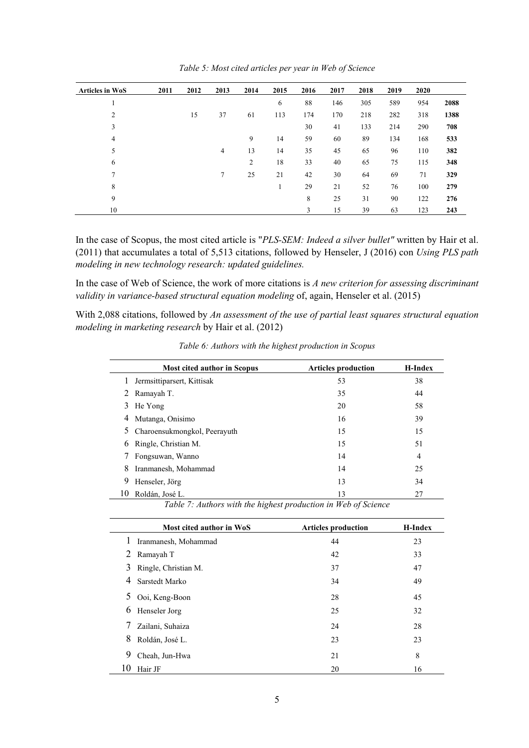*Table 5: Most cited articles per year in Web of Science*

| Articles in WoS | 2011 | 2012 | 2013 | 2014 | 2015 | 2016 | 2017 | 2018 | 2019 | 2020 | |
|---|---|---|---|---|---|---|---|---|---|---|---|
| 1 | | | | | 6 | 88 | 146 | 305 | 589 | 954 | **2088** |
| 2 | | 15 | 37 | 61 | 113 | 174 | 170 | 218 | 282 | 318 | **1388** |
| 3 | | | | | | 30 | 41 | 133 | 214 | 290 | **708** |
| 4 | | | | 9 | 14 | 59 | 60 | 89 | 134 | 168 | **533** |
| 5 | | | 4 | 13 | 14 | 35 | 45 | 65 | 96 | 110 | **382** |
| 6 | | | | 2 | 18 | 33 | 40 | 65 | 75 | 115 | **348** |
| 7 | | | 7 | 25 | 21 | 42 | 30 | 64 | 69 | 71 | **329** |
| 8 | | | | | 1 | 29 | 21 | 52 | 76 | 100 | **279** |
| 9 | | | | | | 8 | 25 | 31 | 90 | 122 | **276** |
| 10 | | | | | | 3 | 15 | 39 | 63 | 123 | **243** |

In the case of Scopus, the most cited article is "*PLS-SEM: Indeed a silver bullet"* written by Hair et al. (2011) that accumulates a total of 5,513 citations, followed by Henseler, J (2016) con *Using PLS path modeling in new technology research: updated guidelines.*

In the case of Web of Science, the work of more citations is *A new criterion for assessing discriminant validity in variance-based structural equation modeling* of, again, Henseler et al. (2015)

With 2,088 citations, followed by *An assessment of the use of partial least squares structural equation modeling in marketing research* by Hair et al. (2012)

*Table 6: Authors with the highest production in Scopus*

| | Most cited author in Scopus | Articles production | H-Index |
|---|---|---|---|
| 1 | Jermsittiparsert, Kittisak | 53 | 38 |
| 2 | Ramayah T. | 35 | 44 |
| 3 | He Yong | 20 | 58 |
| 4 | Mutanga, Onisimo | 16 | 39 |
| 5 | Charoensukmongkol, Peerayuth | 15 | 15 |
| 6 | Ringle, Christian M. | 15 | 51 |
| 7 | Fongsuwan, Wanno | 14 | 4 |
| 8 | Iranmanesh, Mohammad | 14 | 25 |
| 9 | Henseler, Jörg | 13 | 34 |
| 10 | Roldán, José L. | 13 | 27 |

*Table 7: Authors with the highest production in Web of Science*

| | Most cited author in WoS | Articles production | H-Index |
|---|---|---|---|
| 1 | Iranmanesh, Mohammad | 44 | 23 |
| 2 | Ramayah T | 42 | 33 |
| 3 | Ringle, Christian M. | 37 | 47 |
| 4 | Sarstedt Marko | 34 | 49 |
| 5 | Ooi, Keng-Boon | 28 | 45 |
| 6 | Henseler Jorg | 25 | 32 |
| 7 | Zailani, Suhaiza | 24 | 28 |
| 8 | Roldán, José L. | 23 | 23 |
| 9 | Cheah, Jun-Hwa | 21 | 8 |
| 10 | Hair JF | 20 | 16 |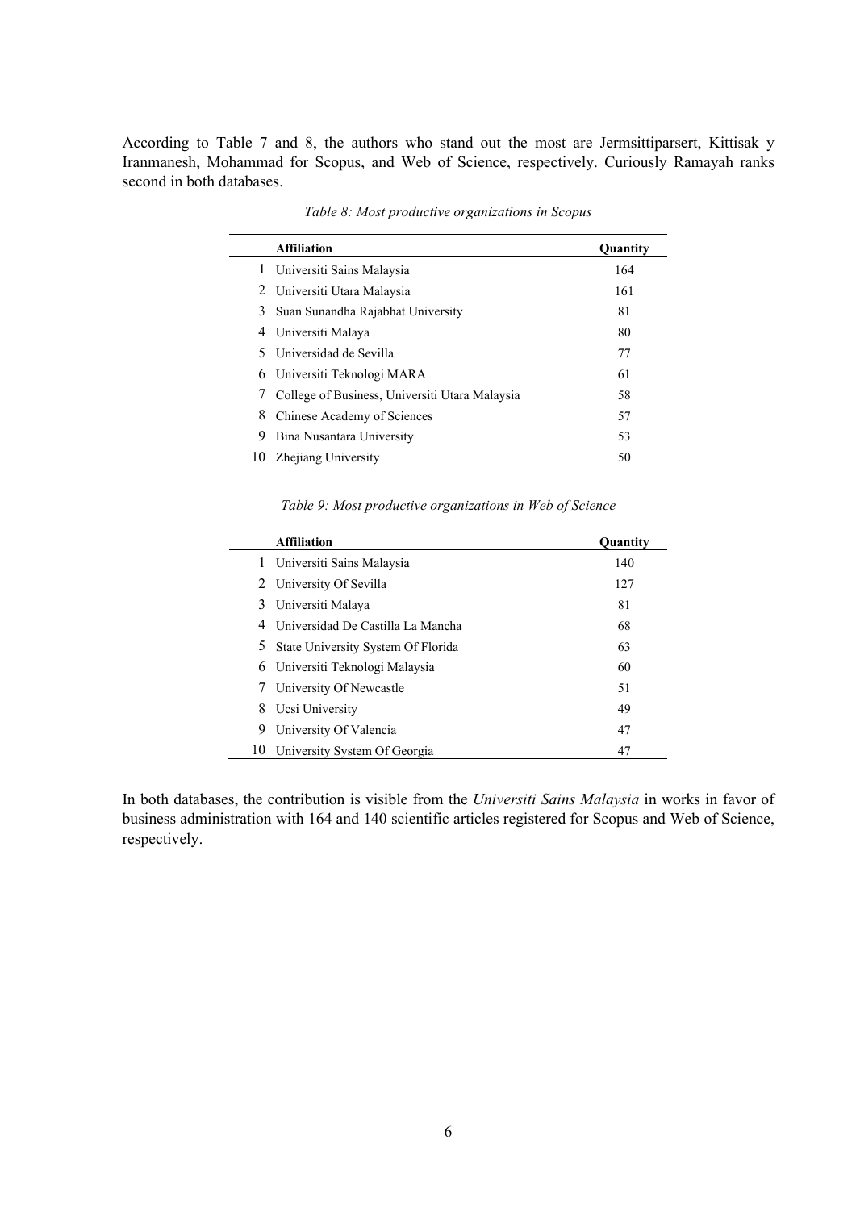According to Table 7 and 8, the authors who stand out the most are Jermsittiparsert, Kittisak y Iranmanesh, Mohammad for Scopus, and Web of Science, respectively. Curiously Ramayah ranks second in both databases.

*Table 8: Most productive organizations in Scopus*

| | Affiliation | Quantity |
|---|---|---|
| 1 | Universiti Sains Malaysia | 164 |
| 2 | Universiti Utara Malaysia | 161 |
| 3 | Suan Sunandha Rajabhat University | 81 |
| 4 | Universiti Malaya | 80 |
| 5 | Universidad de Sevilla | 77 |
| 6 | Universiti Teknologi MARA | 61 |
| 7 | College of Business, Universiti Utara Malaysia | 58 |
| 8 | Chinese Academy of Sciences | 57 |
| 9 | Bina Nusantara University | 53 |
| 10 | Zhejiang University | 50 |

*Table 9: Most productive organizations in Web of Science*

| | Affiliation | Quantity |
|---|---|---|
| 1 | Universiti Sains Malaysia | 140 |
| 2 | University Of Sevilla | 127 |
| 3 | Universiti Malaya | 81 |
| 4 | Universidad De Castilla La Mancha | 68 |
| 5 | State University System Of Florida | 63 |
| 6 | Universiti Teknologi Malaysia | 60 |
| 7 | University Of Newcastle | 51 |
| 8 | Ucsi University | 49 |
| 9 | University Of Valencia | 47 |
| 10 | University System Of Georgia | 47 |

In both databases, the contribution is visible from the *Universiti Sains Malaysia* in works in favor of business administration with 164 and 140 scientific articles registered for Scopus and Web of Science, respectively.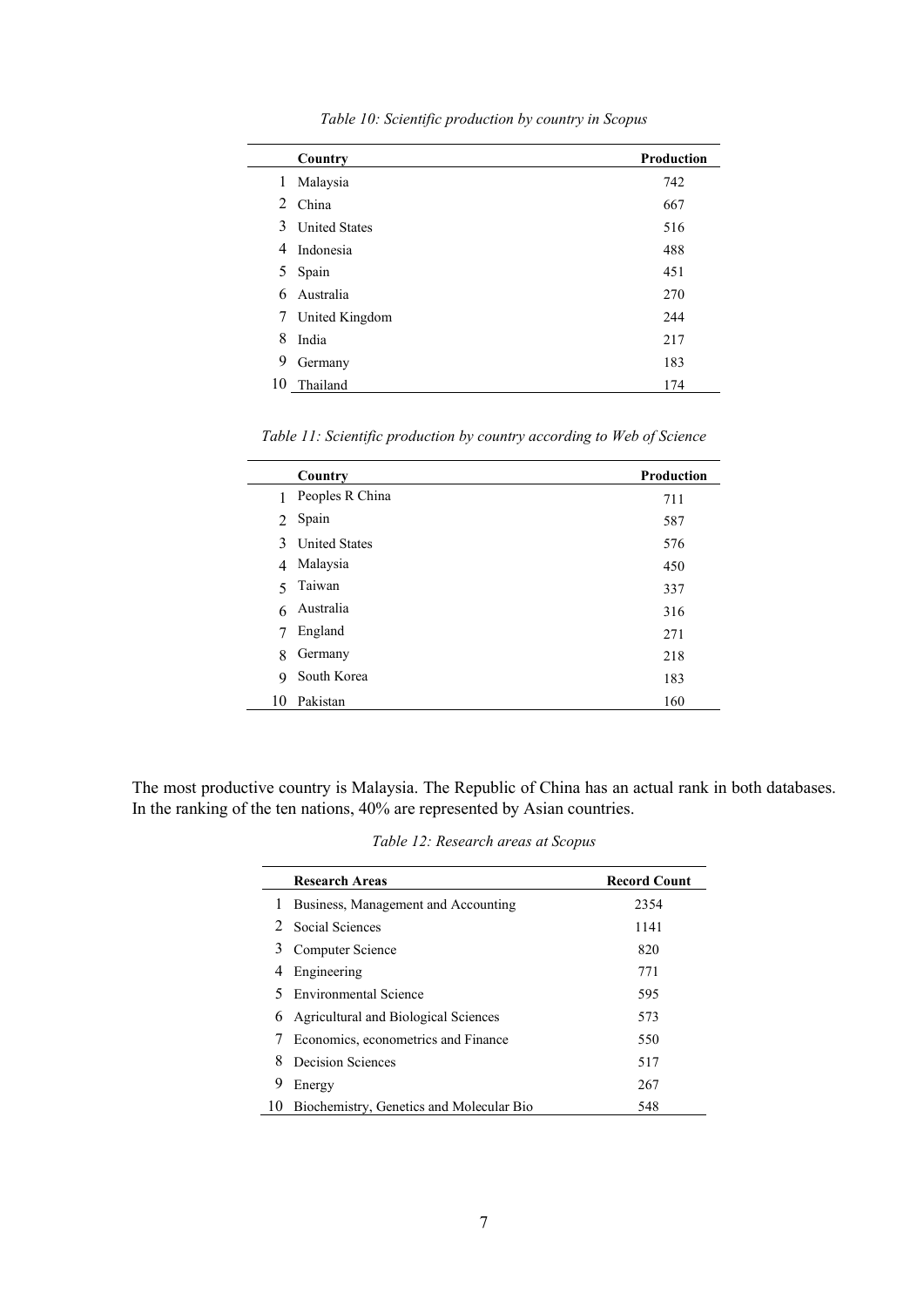*Table 10: Scientific production by country in Scopus*

| | Country | Production |
|---|---|---|
| 1 | Malaysia | 742 |
| 2 | China | 667 |
| 3 | United States | 516 |
| 4 | Indonesia | 488 |
| 5 | Spain | 451 |
| 6 | Australia | 270 |
| 7 | United Kingdom | 244 |
| 8 | India | 217 |
| 9 | Germany | 183 |
| 10 | Thailand | 174 |

*Table 11: Scientific production by country according to Web of Science*

| | Country | Production |
|---|---|---|
| 1 | Peoples R China | 711 |
| 2 | Spain | 587 |
| 3 | United States | 576 |
| 4 | Malaysia | 450 |
| 5 | Taiwan | 337 |
| 6 | Australia | 316 |
| 7 | England | 271 |
| 8 | Germany | 218 |
| 9 | South Korea | 183 |
| 10 | Pakistan | 160 |

The most productive country is Malaysia. The Republic of China has an actual rank in both databases. In the ranking of the ten nations, 40% are represented by Asian countries.

*Table 12: Research areas at Scopus*

| | Research Areas | Record Count |
|---|---|---|
| 1 | Business, Management and Accounting | 2354 |
| 2 | Social Sciences | 1141 |
| 3 | Computer Science | 820 |
| 4 | Engineering | 771 |
| 5 | Environmental Science | 595 |
| 6 | Agricultural and Biological Sciences | 573 |
| 7 | Economics, econometrics and Finance | 550 |
| 8 | Decision Sciences | 517 |
| 9 | Energy | 267 |
| 10 | Biochemistry, Genetics and Molecular Bio | 548 |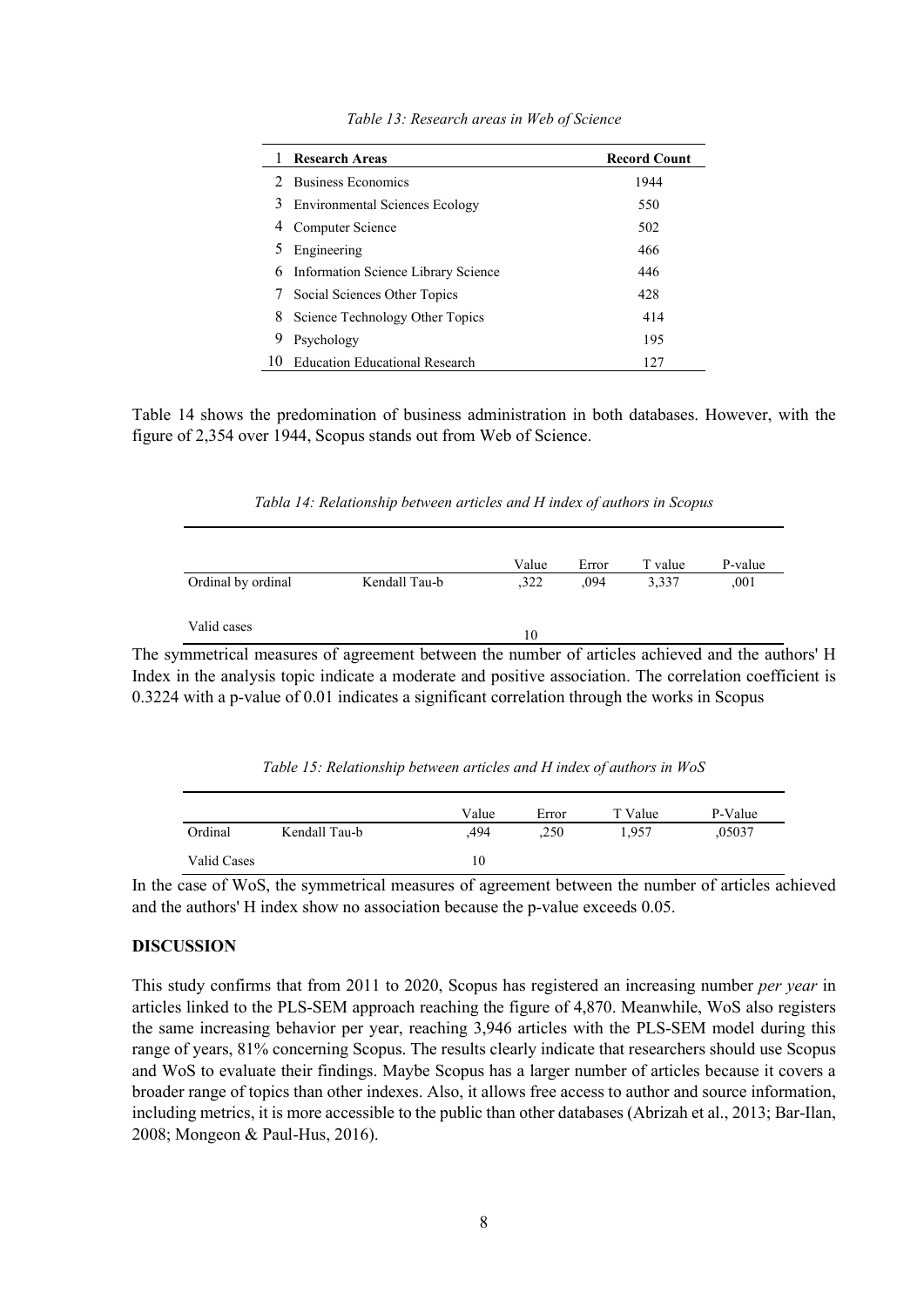*Table 13: Research areas in Web of Science*

| 1 | Research Areas | Record Count |
|---|---|---|
| 2 | Business Economics | 1944 |
| 3 | Environmental Sciences Ecology | 550 |
| 4 | Computer Science | 502 |
| 5 | Engineering | 466 |
| 6 | Information Science Library Science | 446 |
| 7 | Social Sciences Other Topics | 428 |
| 8 | Science Technology Other Topics | 414 |
| 9 | Psychology | 195 |
| 10 | Education Educational Research | 127 |

Table 14 shows the predomination of business administration in both databases. However, with the figure of 2,354 over 1944, Scopus stands out from Web of Science.

*Tabla 14: Relationship between articles and H index of authors in Scopus*

| | | Value | Error | T value | P-value |
|---|---|---|---|---|---|
| Ordinal by ordinal | Kendall Tau-b | ,322 | ,094 | 3,337 | ,001 |
| Valid cases | | 10 | | | |

The symmetrical measures of agreement between the number of articles achieved and the authors' H Index in the analysis topic indicate a moderate and positive association. The correlation coefficient is 0.3224 with a p-value of 0.01 indicates a significant correlation through the works in Scopus

*Table 15: Relationship between articles and H index of authors in WoS*

| | | Value | Error | T Value | P-Value |
|---|---|---|---|---|---|
| Ordinal | Kendall Tau-b | ,494 | ,250 | 1,957 | ,05037 |
| Valid Cases | | 10 | | | |

In the case of WoS, the symmetrical measures of agreement between the number of articles achieved and the authors' H index show no association because the p-value exceeds 0.05.

## DISCUSSION

This study confirms that from 2011 to 2020, Scopus has registered an increasing number *per year* in articles linked to the PLS-SEM approach reaching the figure of 4,870. Meanwhile, WoS also registers the same increasing behavior per year, reaching 3,946 articles with the PLS-SEM model during this range of years, 81% concerning Scopus. The results clearly indicate that researchers should use Scopus and WoS to evaluate their findings. Maybe Scopus has a larger number of articles because it covers a broader range of topics than other indexes. Also, it allows free access to author and source information, including metrics, it is more accessible to the public than other databases (Abrizah et al., 2013; Bar-Ilan, 2008; Mongeon & Paul-Hus, 2016).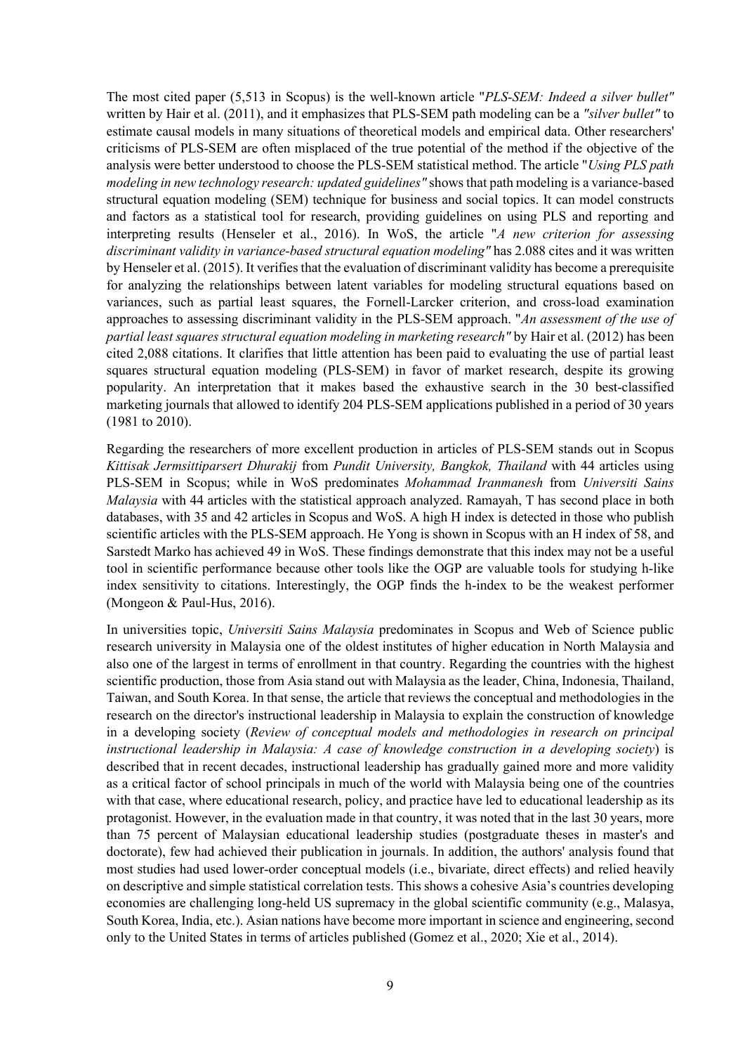The most cited paper (5,513 in Scopus) is the well-known article "*PLS-SEM: Indeed a silver bullet"* written by Hair et al. (2011), and it emphasizes that PLS-SEM path modeling can be a *"silver bullet"* to estimate causal models in many situations of theoretical models and empirical data. Other researchers' criticisms of PLS-SEM are often misplaced of the true potential of the method if the objective of the analysis were better understood to choose the PLS-SEM statistical method. The article "*Using PLS path modeling in new technology research: updated guidelines"* shows that path modeling is a variance-based structural equation modeling (SEM) technique for business and social topics. It can model constructs and factors as a statistical tool for research, providing guidelines on using PLS and reporting and interpreting results (Henseler et al., 2016). In WoS, the article "*A new criterion for assessing discriminant validity in variance-based structural equation modeling"* has 2.088 cites and it was written by Henseler et al. (2015). It verifies that the evaluation of discriminant validity has become a prerequisite for analyzing the relationships between latent variables for modeling structural equations based on variances, such as partial least squares, the Fornell-Larcker criterion, and cross-load examination approaches to assessing discriminant validity in the PLS-SEM approach. "*An assessment of the use of partial least squares structural equation modeling in marketing research"* by Hair et al. (2012) has been cited 2,088 citations. It clarifies that little attention has been paid to evaluating the use of partial least squares structural equation modeling (PLS-SEM) in favor of market research, despite its growing popularity. An interpretation that it makes based the exhaustive search in the 30 best-classified marketing journals that allowed to identify 204 PLS-SEM applications published in a period of 30 years (1981 to 2010).

Regarding the researchers of more excellent production in articles of PLS-SEM stands out in Scopus *Kittisak Jermsittiparsert Dhurakij* from *Pundit University, Bangkok, Thailand* with 44 articles using PLS-SEM in Scopus; while in WoS predominates *Mohammad Iranmanesh* from *Universiti Sains Malaysia* with 44 articles with the statistical approach analyzed. Ramayah, T has second place in both databases, with 35 and 42 articles in Scopus and WoS. A high H index is detected in those who publish scientific articles with the PLS-SEM approach. He Yong is shown in Scopus with an H index of 58, and Sarstedt Marko has achieved 49 in WoS. These findings demonstrate that this index may not be a useful tool in scientific performance because other tools like the OGP are valuable tools for studying h-like index sensitivity to citations. Interestingly, the OGP finds the h-index to be the weakest performer (Mongeon & Paul-Hus, 2016).

In universities topic, *Universiti Sains Malaysia* predominates in Scopus and Web of Science public research university in Malaysia one of the oldest institutes of higher education in North Malaysia and also one of the largest in terms of enrollment in that country. Regarding the countries with the highest scientific production, those from Asia stand out with Malaysia as the leader, China, Indonesia, Thailand, Taiwan, and South Korea. In that sense, the article that reviews the conceptual and methodologies in the research on the director's instructional leadership in Malaysia to explain the construction of knowledge in a developing society (*Review of conceptual models and methodologies in research on principal instructional leadership in Malaysia: A case of knowledge construction in a developing society*) is described that in recent decades, instructional leadership has gradually gained more and more validity as a critical factor of school principals in much of the world with Malaysia being one of the countries with that case, where educational research, policy, and practice have led to educational leadership as its protagonist. However, in the evaluation made in that country, it was noted that in the last 30 years, more than 75 percent of Malaysian educational leadership studies (postgraduate theses in master's and doctorate), few had achieved their publication in journals. In addition, the authors' analysis found that most studies had used lower-order conceptual models (i.e., bivariate, direct effects) and relied heavily on descriptive and simple statistical correlation tests. This shows a cohesive Asia's countries developing economies are challenging long-held US supremacy in the global scientific community (e.g., Malasya, South Korea, India, etc.). Asian nations have become more important in science and engineering, second only to the United States in terms of articles published (Gomez et al., 2020; Xie et al., 2014).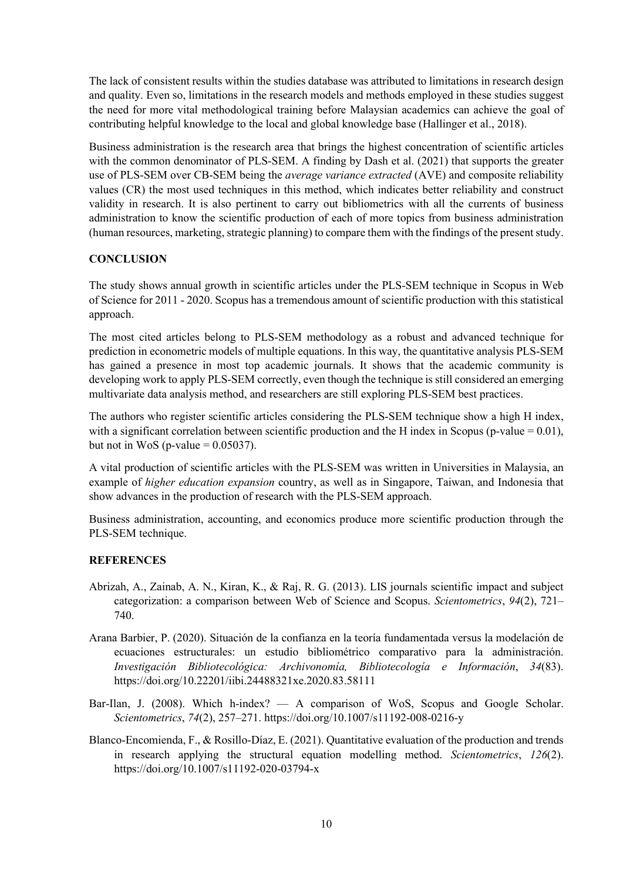The lack of consistent results within the studies database was attributed to limitations in research design and quality. Even so, limitations in the research models and methods employed in these studies suggest the need for more vital methodological training before Malaysian academics can achieve the goal of contributing helpful knowledge to the local and global knowledge base (Hallinger et al., 2018).

Business administration is the research area that brings the highest concentration of scientific articles with the common denominator of PLS-SEM. A finding by Dash et al. (2021) that supports the greater use of PLS-SEM over CB-SEM being the *average variance extracted* (AVE) and composite reliability values (CR) the most used techniques in this method, which indicates better reliability and construct validity in research. It is also pertinent to carry out bibliometrics with all the currents of business administration to know the scientific production of each of more topics from business administration (human resources, marketing, strategic planning) to compare them with the findings of the present study.

## CONCLUSION

The study shows annual growth in scientific articles under the PLS-SEM technique in Scopus in Web of Science for 2011 - 2020. Scopus has a tremendous amount of scientific production with this statistical approach.

The most cited articles belong to PLS-SEM methodology as a robust and advanced technique for prediction in econometric models of multiple equations. In this way, the quantitative analysis PLS-SEM has gained a presence in most top academic journals. It shows that the academic community is developing work to apply PLS-SEM correctly, even though the technique is still considered an emerging multivariate data analysis method, and researchers are still exploring PLS-SEM best practices.

The authors who register scientific articles considering the PLS-SEM technique show a high H index, with a significant correlation between scientific production and the H index in Scopus (p-value = 0.01), but not in WoS (p-value = 0.05037).

A vital production of scientific articles with the PLS-SEM was written in Universities in Malaysia, an example of *higher education expansion* country, as well as in Singapore, Taiwan, and Indonesia that show advances in the production of research with the PLS-SEM approach.

Business administration, accounting, and economics produce more scientific production through the PLS-SEM technique.

## REFERENCES

Abrizah, A., Zainab, A. N., Kiran, K., & Raj, R. G. (2013). LIS journals scientific impact and subject categorization: a comparison between Web of Science and Scopus. *Scientometrics*, *94*(2), 721–740.

Arana Barbier, P. (2020). Situación de la confianza en la teoría fundamentada versus la modelación de ecuaciones estructurales: un estudio bibliométrico comparativo para la administración. *Investigación Bibliotecológica: Archivonomía, Bibliotecología e Información*, *34*(83). https://doi.org/10.22201/iibi.24488321xe.2020.83.58111

Bar-Ilan, J. (2008). Which h-index? — A comparison of WoS, Scopus and Google Scholar. *Scientometrics*, *74*(2), 257–271. https://doi.org/10.1007/s11192-008-0216-y

Blanco-Encomienda, F., & Rosillo-Díaz, E. (2021). Quantitative evaluation of the production and trends in research applying the structural equation modelling method. *Scientometrics*, *126*(2). https://doi.org/10.1007/s11192-020-03794-x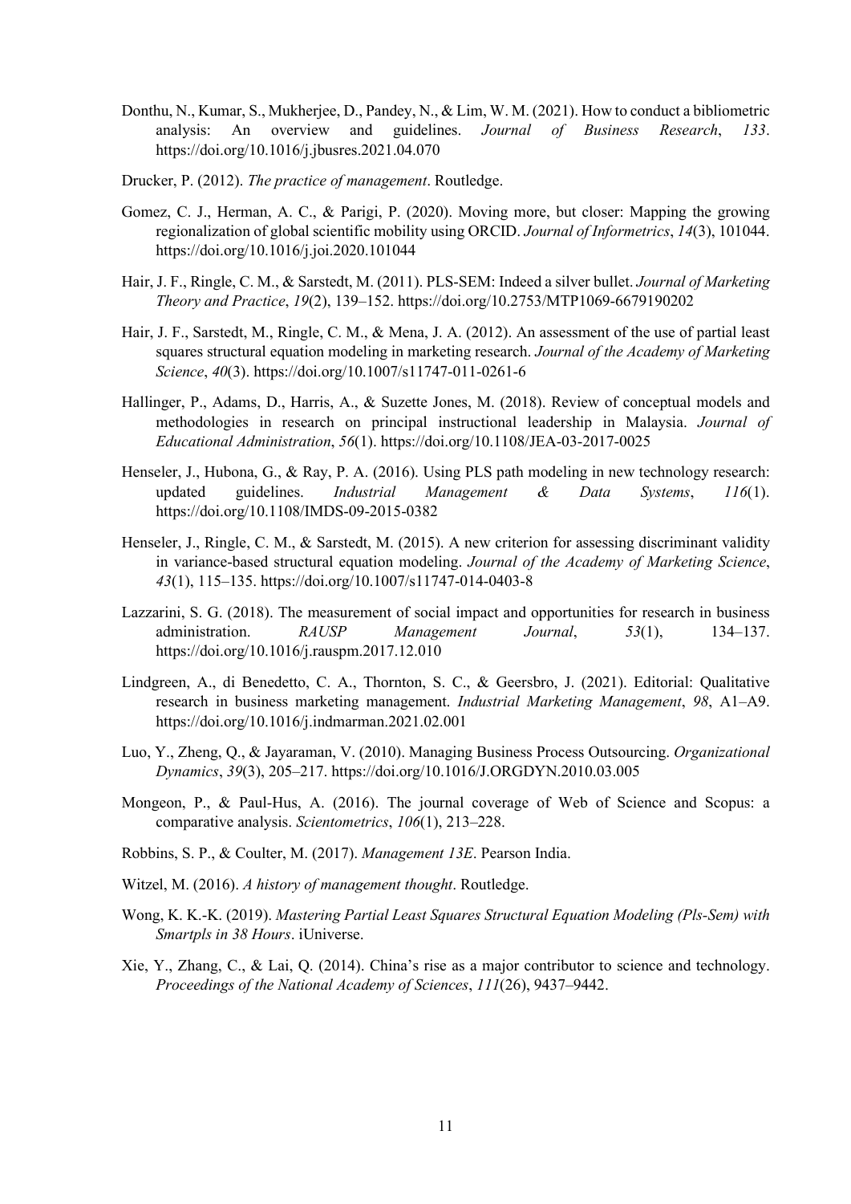Donthu, N., Kumar, S., Mukherjee, D., Pandey, N., & Lim, W. M. (2021). How to conduct a bibliometric analysis: An overview and guidelines. *Journal of Business Research*, *133*. https://doi.org/10.1016/j.jbusres.2021.04.070

Drucker, P. (2012). *The practice of management*. Routledge.

Gomez, C. J., Herman, A. C., & Parigi, P. (2020). Moving more, but closer: Mapping the growing regionalization of global scientific mobility using ORCID. *Journal of Informetrics*, *14*(3), 101044. https://doi.org/10.1016/j.joi.2020.101044

Hair, J. F., Ringle, C. M., & Sarstedt, M. (2011). PLS-SEM: Indeed a silver bullet. *Journal of Marketing Theory and Practice*, *19*(2), 139–152. https://doi.org/10.2753/MTP1069-6679190202

Hair, J. F., Sarstedt, M., Ringle, C. M., & Mena, J. A. (2012). An assessment of the use of partial least squares structural equation modeling in marketing research. *Journal of the Academy of Marketing Science*, *40*(3). https://doi.org/10.1007/s11747-011-0261-6

Hallinger, P., Adams, D., Harris, A., & Suzette Jones, M. (2018). Review of conceptual models and methodologies in research on principal instructional leadership in Malaysia. *Journal of Educational Administration*, *56*(1). https://doi.org/10.1108/JEA-03-2017-0025

Henseler, J., Hubona, G., & Ray, P. A. (2016). Using PLS path modeling in new technology research: updated guidelines. *Industrial Management & Data Systems*, *116*(1). https://doi.org/10.1108/IMDS-09-2015-0382

Henseler, J., Ringle, C. M., & Sarstedt, M. (2015). A new criterion for assessing discriminant validity in variance-based structural equation modeling. *Journal of the Academy of Marketing Science*, *43*(1), 115–135. https://doi.org/10.1007/s11747-014-0403-8

Lazzarini, S. G. (2018). The measurement of social impact and opportunities for research in business administration. *RAUSP Management Journal*, *53*(1), 134–137. https://doi.org/10.1016/j.rauspm.2017.12.010

Lindgreen, A., di Benedetto, C. A., Thornton, S. C., & Geersbro, J. (2021). Editorial: Qualitative research in business marketing management. *Industrial Marketing Management*, *98*, A1–A9. https://doi.org/10.1016/j.indmarman.2021.02.001

Luo, Y., Zheng, Q., & Jayaraman, V. (2010). Managing Business Process Outsourcing. *Organizational Dynamics*, *39*(3), 205–217. https://doi.org/10.1016/J.ORGDYN.2010.03.005

Mongeon, P., & Paul-Hus, A. (2016). The journal coverage of Web of Science and Scopus: a comparative analysis. *Scientometrics*, *106*(1), 213–228.

Robbins, S. P., & Coulter, M. (2017). *Management 13E*. Pearson India.

Witzel, M. (2016). *A history of management thought*. Routledge.

Wong, K. K.-K. (2019). *Mastering Partial Least Squares Structural Equation Modeling (Pls-Sem) with Smartpls in 38 Hours*. iUniverse.

Xie, Y., Zhang, C., & Lai, Q. (2014). China's rise as a major contributor to science and technology. *Proceedings of the National Academy of Sciences*, *111*(26), 9437–9442.